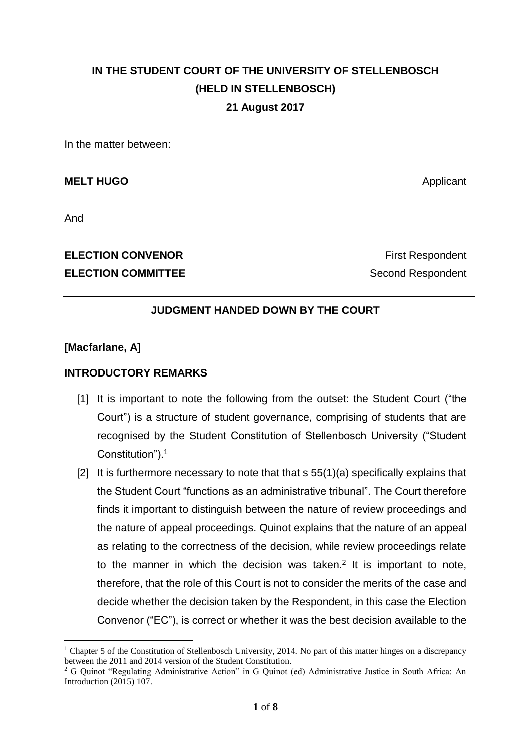**IN THE STUDENT COURT OF THE UNIVERSITY OF STELLENBOSCH**
**(HELD IN STELLENBOSCH)**
**21 August 2017**

In the matter between:

**MELT HUGO** Applicant

And

**ELECTION CONVENOR** First Respondent
**ELECTION COMMITTEE** Second Respondent

---

**JUDGMENT HANDED DOWN BY THE COURT**

---

**[Macfarlane, A]**

**INTRODUCTORY REMARKS**

[1] It is important to note the following from the outset: the Student Court ("the Court") is a structure of student governance, comprising of students that are recognised by the Student Constitution of Stellenbosch University ("Student Constitution").[1]

[2] It is furthermore necessary to note that that s 55(1)(a) specifically explains that the Student Court "functions as an administrative tribunal". The Court therefore finds it important to distinguish between the nature of review proceedings and the nature of appeal proceedings. Quinot explains that the nature of an appeal as relating to the correctness of the decision, while review proceedings relate to the manner in which the decision was taken.[2] It is important to note, therefore, that the role of this Court is not to consider the merits of the case and decide whether the decision taken by the Respondent, in this case the Election Convenor ("EC"), is correct or whether it was the best decision available to the

---

[1] Chapter 5 of the Constitution of Stellenbosch University, 2014. No part of this matter hinges on a discrepancy between the 2011 and 2014 version of the Student Constitution.

[2] G Quinot "Regulating Administrative Action" in G Quinot (ed) Administrative Justice in South Africa: An Introduction (2015) 107.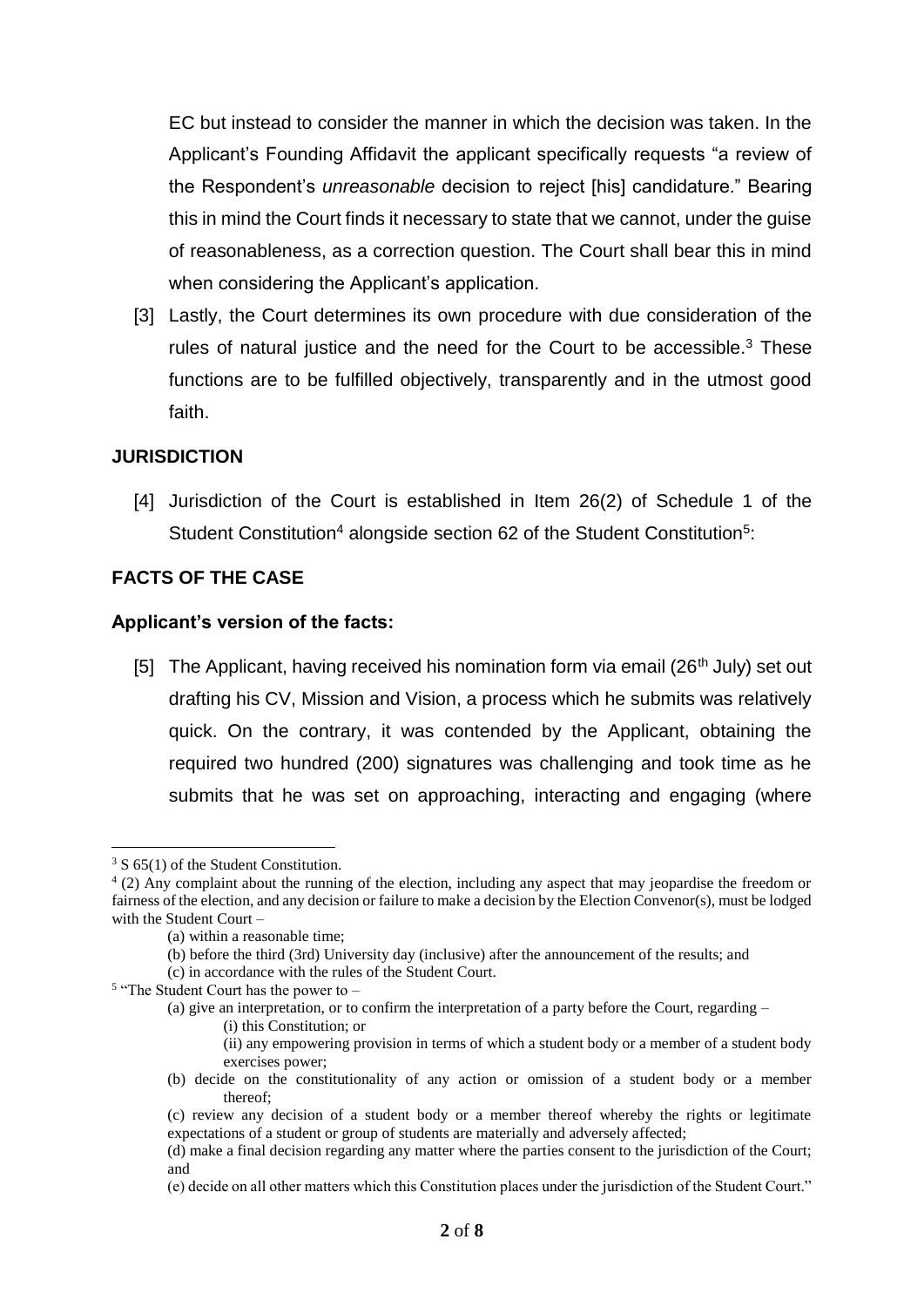EC but instead to consider the manner in which the decision was taken. In the Applicant's Founding Affidavit the applicant specifically requests "a review of the Respondent's *unreasonable* decision to reject [his] candidature." Bearing this in mind the Court finds it necessary to state that we cannot, under the guise of reasonableness, as a correction question. The Court shall bear this in mind when considering the Applicant's application.

[3] Lastly, the Court determines its own procedure with due consideration of the rules of natural justice and the need for the Court to be accessible.[3] These functions are to be fulfilled objectively, transparently and in the utmost good faith.

## JURISDICTION

[4] Jurisdiction of the Court is established in Item 26(2) of Schedule 1 of the Student Constitution[4] alongside section 62 of the Student Constitution[5]:

## FACTS OF THE CASE

### Applicant's version of the facts:

[5] The Applicant, having received his nomination form via email (26th July) set out drafting his CV, Mission and Vision, a process which he submits was relatively quick. On the contrary, it was contended by the Applicant, obtaining the required two hundred (200) signatures was challenging and took time as he submits that he was set on approaching, interacting and engaging (where

---

[3] S 65(1) of the Student Constitution.

[4] (2) Any complaint about the running of the election, including any aspect that may jeopardise the freedom or fairness of the election, and any decision or failure to make a decision by the Election Convenor(s), must be lodged with the Student Court –

(a) within a reasonable time;

(b) before the third (3rd) University day (inclusive) after the announcement of the results; and

(c) in accordance with the rules of the Student Court.

[5] "The Student Court has the power to –

(a) give an interpretation, or to confirm the interpretation of a party before the Court, regarding –

(i) this Constitution; or

(ii) any empowering provision in terms of which a student body or a member of a student body exercises power;

(b) decide on the constitutionality of any action or omission of a student body or a member thereof;

(c) review any decision of a student body or a member thereof whereby the rights or legitimate expectations of a student or group of students are materially and adversely affected;

(d) make a final decision regarding any matter where the parties consent to the jurisdiction of the Court; and

(e) decide on all other matters which this Constitution places under the jurisdiction of the Student Court."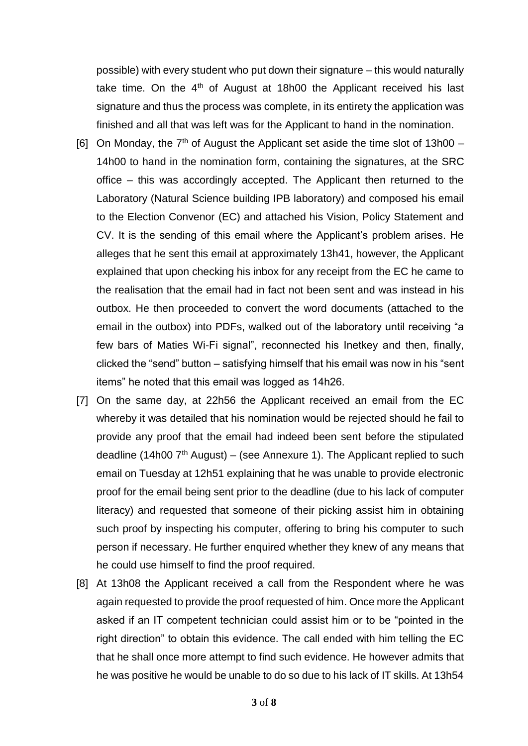possible) with every student who put down their signature – this would naturally take time. On the 4th of August at 18h00 the Applicant received his last signature and thus the process was complete, in its entirety the application was finished and all that was left was for the Applicant to hand in the nomination.

[6] On Monday, the 7th of August the Applicant set aside the time slot of 13h00 – 14h00 to hand in the nomination form, containing the signatures, at the SRC office – this was accordingly accepted. The Applicant then returned to the Laboratory (Natural Science building IPB laboratory) and composed his email to the Election Convenor (EC) and attached his Vision, Policy Statement and CV. It is the sending of this email where the Applicant's problem arises. He alleges that he sent this email at approximately 13h41, however, the Applicant explained that upon checking his inbox for any receipt from the EC he came to the realisation that the email had in fact not been sent and was instead in his outbox. He then proceeded to convert the word documents (attached to the email in the outbox) into PDFs, walked out of the laboratory until receiving "a few bars of Maties Wi-Fi signal", reconnected his Inetkey and then, finally, clicked the "send" button – satisfying himself that his email was now in his "sent items" he noted that this email was logged as 14h26.

[7] On the same day, at 22h56 the Applicant received an email from the EC whereby it was detailed that his nomination would be rejected should he fail to provide any proof that the email had indeed been sent before the stipulated deadline (14h00 7th August) – (see Annexure 1). The Applicant replied to such email on Tuesday at 12h51 explaining that he was unable to provide electronic proof for the email being sent prior to the deadline (due to his lack of computer literacy) and requested that someone of their picking assist him in obtaining such proof by inspecting his computer, offering to bring his computer to such person if necessary. He further enquired whether they knew of any means that he could use himself to find the proof required.

[8] At 13h08 the Applicant received a call from the Respondent where he was again requested to provide the proof requested of him. Once more the Applicant asked if an IT competent technician could assist him or to be "pointed in the right direction" to obtain this evidence. The call ended with him telling the EC that he shall once more attempt to find such evidence. He however admits that he was positive he would be unable to do so due to his lack of IT skills. At 13h54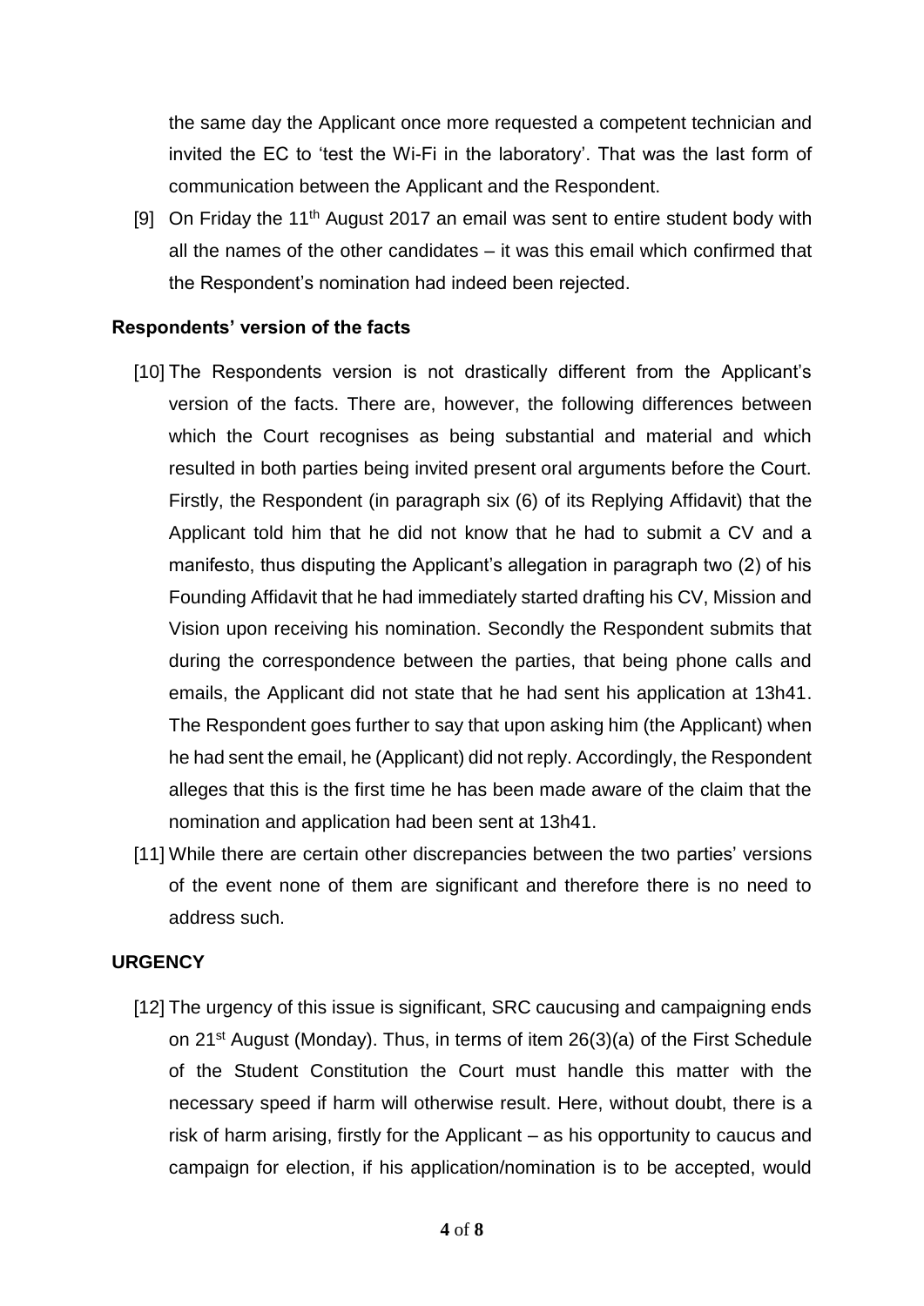the same day the Applicant once more requested a competent technician and invited the EC to 'test the Wi-Fi in the laboratory'. That was the last form of communication between the Applicant and the Respondent.

[9] On Friday the 11th August 2017 an email was sent to entire student body with all the names of the other candidates – it was this email which confirmed that the Respondent's nomination had indeed been rejected.

**Respondents' version of the facts**

[10] The Respondents version is not drastically different from the Applicant's version of the facts. There are, however, the following differences between which the Court recognises as being substantial and material and which resulted in both parties being invited present oral arguments before the Court. Firstly, the Respondent (in paragraph six (6) of its Replying Affidavit) that the Applicant told him that he did not know that he had to submit a CV and a manifesto, thus disputing the Applicant's allegation in paragraph two (2) of his Founding Affidavit that he had immediately started drafting his CV, Mission and Vision upon receiving his nomination. Secondly the Respondent submits that during the correspondence between the parties, that being phone calls and emails, the Applicant did not state that he had sent his application at 13h41. The Respondent goes further to say that upon asking him (the Applicant) when he had sent the email, he (Applicant) did not reply. Accordingly, the Respondent alleges that this is the first time he has been made aware of the claim that the nomination and application had been sent at 13h41.

[11] While there are certain other discrepancies between the two parties' versions of the event none of them are significant and therefore there is no need to address such.

**URGENCY**

[12] The urgency of this issue is significant, SRC caucusing and campaigning ends on 21st August (Monday). Thus, in terms of item 26(3)(a) of the First Schedule of the Student Constitution the Court must handle this matter with the necessary speed if harm will otherwise result. Here, without doubt, there is a risk of harm arising, firstly for the Applicant – as his opportunity to caucus and campaign for election, if his application/nomination is to be accepted, would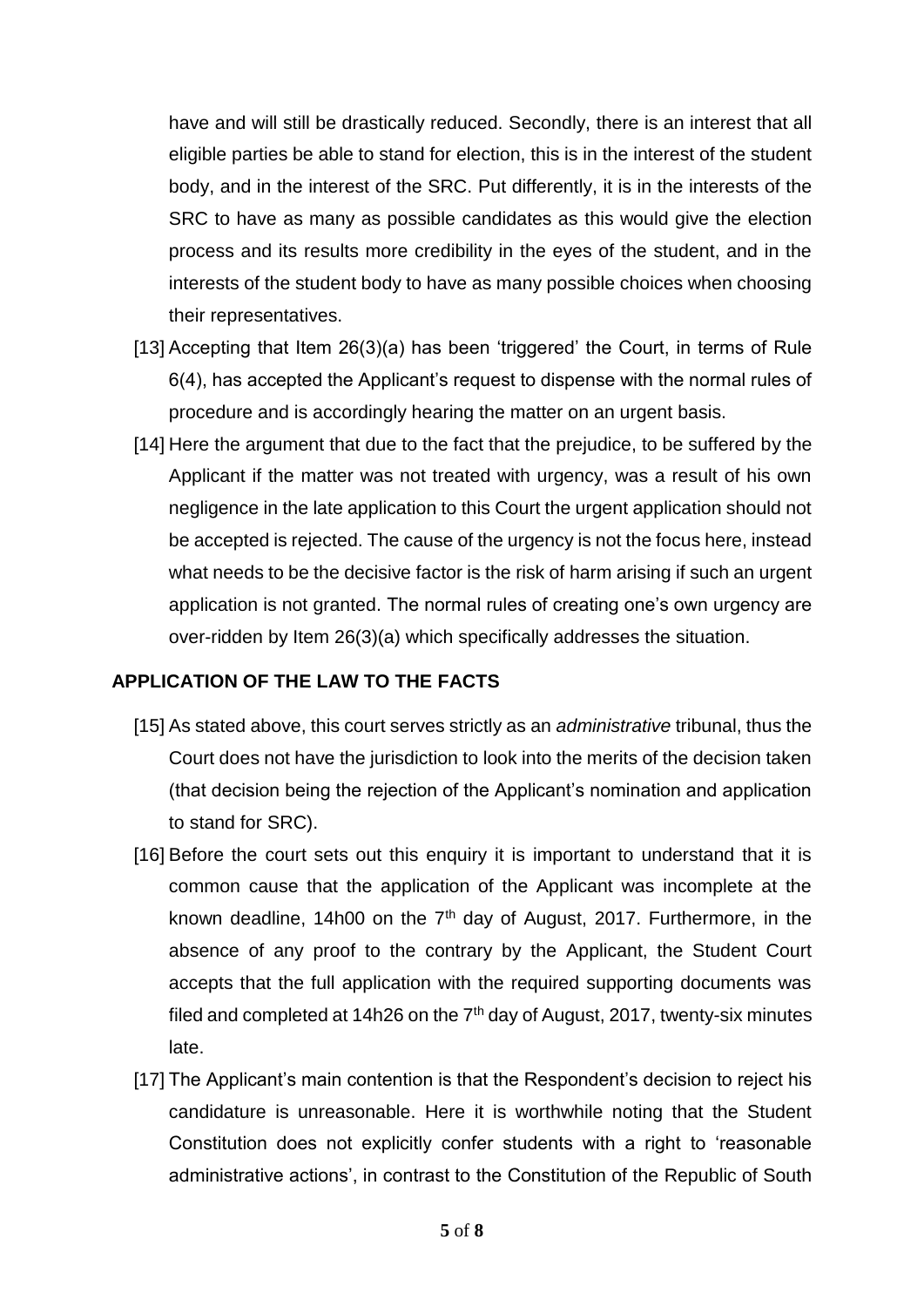have and will still be drastically reduced. Secondly, there is an interest that all eligible parties be able to stand for election, this is in the interest of the student body, and in the interest of the SRC. Put differently, it is in the interests of the SRC to have as many as possible candidates as this would give the election process and its results more credibility in the eyes of the student, and in the interests of the student body to have as many possible choices when choosing their representatives.

[13] Accepting that Item 26(3)(a) has been 'triggered' the Court, in terms of Rule 6(4), has accepted the Applicant's request to dispense with the normal rules of procedure and is accordingly hearing the matter on an urgent basis.

[14] Here the argument that due to the fact that the prejudice, to be suffered by the Applicant if the matter was not treated with urgency, was a result of his own negligence in the late application to this Court the urgent application should not be accepted is rejected. The cause of the urgency is not the focus here, instead what needs to be the decisive factor is the risk of harm arising if such an urgent application is not granted. The normal rules of creating one's own urgency are over-ridden by Item 26(3)(a) which specifically addresses the situation.

## APPLICATION OF THE LAW TO THE FACTS

[15] As stated above, this court serves strictly as an *administrative* tribunal, thus the Court does not have the jurisdiction to look into the merits of the decision taken (that decision being the rejection of the Applicant's nomination and application to stand for SRC).

[16] Before the court sets out this enquiry it is important to understand that it is common cause that the application of the Applicant was incomplete at the known deadline, 14h00 on the 7th day of August, 2017. Furthermore, in the absence of any proof to the contrary by the Applicant, the Student Court accepts that the full application with the required supporting documents was filed and completed at 14h26 on the 7th day of August, 2017, twenty-six minutes late.

[17] The Applicant's main contention is that the Respondent's decision to reject his candidature is unreasonable. Here it is worthwhile noting that the Student Constitution does not explicitly confer students with a right to 'reasonable administrative actions', in contrast to the Constitution of the Republic of South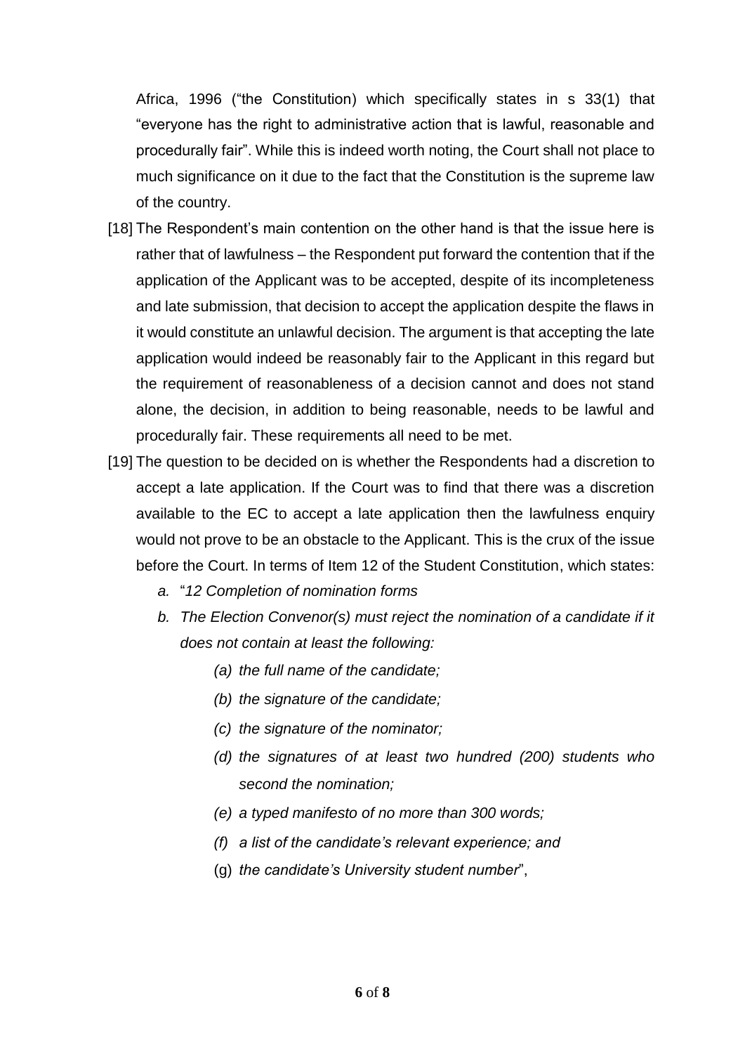Africa, 1996 ("the Constitution) which specifically states in s 33(1) that "everyone has the right to administrative action that is lawful, reasonable and procedurally fair". While this is indeed worth noting, the Court shall not place to much significance on it due to the fact that the Constitution is the supreme law of the country.

[18] The Respondent's main contention on the other hand is that the issue here is rather that of lawfulness – the Respondent put forward the contention that if the application of the Applicant was to be accepted, despite of its incompleteness and late submission, that decision to accept the application despite the flaws in it would constitute an unlawful decision. The argument is that accepting the late application would indeed be reasonably fair to the Applicant in this regard but the requirement of reasonableness of a decision cannot and does not stand alone, the decision, in addition to being reasonable, needs to be lawful and procedurally fair. These requirements all need to be met.

[19] The question to be decided on is whether the Respondents had a discretion to accept a late application. If the Court was to find that there was a discretion available to the EC to accept a late application then the lawfulness enquiry would not prove to be an obstacle to the Applicant. This is the crux of the issue before the Court. In terms of Item 12 of the Student Constitution, which states:

a. "*12 Completion of nomination forms*
b. *The Election Convenor(s) must reject the nomination of a candidate if it does not contain at least the following:*
    - *(a) the full name of the candidate;*
    - *(b) the signature of the candidate;*
    - *(c) the signature of the nominator;*
    - *(d) the signatures of at least two hundred (200) students who second the nomination;*
    - *(e) a typed manifesto of no more than 300 words;*
    - *(f) a list of the candidate's relevant experience; and*
    - (g) *the candidate's University student number*",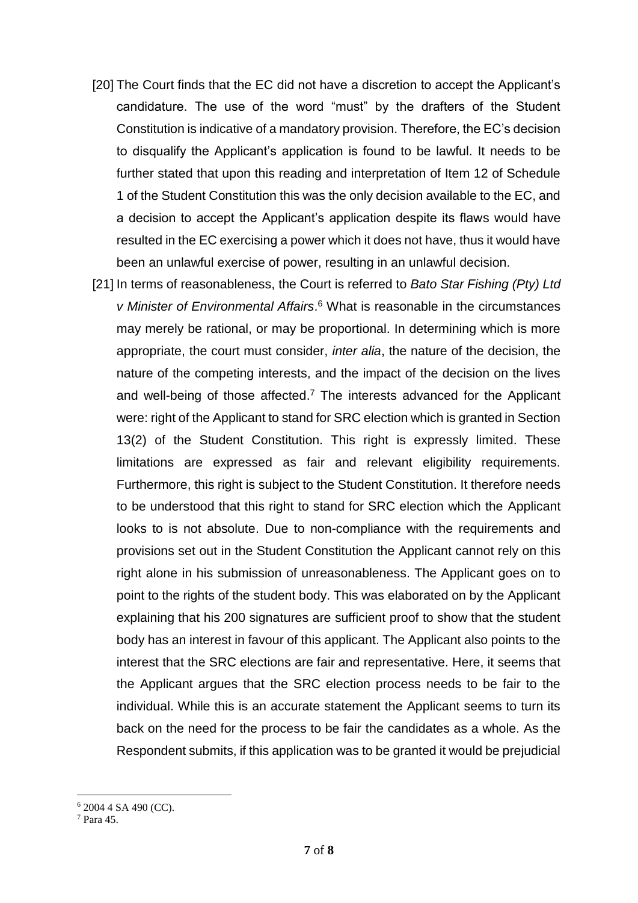[20] The Court finds that the EC did not have a discretion to accept the Applicant's candidature. The use of the word "must" by the drafters of the Student Constitution is indicative of a mandatory provision. Therefore, the EC's decision to disqualify the Applicant's application is found to be lawful. It needs to be further stated that upon this reading and interpretation of Item 12 of Schedule 1 of the Student Constitution this was the only decision available to the EC, and a decision to accept the Applicant's application despite its flaws would have resulted in the EC exercising a power which it does not have, thus it would have been an unlawful exercise of power, resulting in an unlawful decision.

[21] In terms of reasonableness, the Court is referred to *Bato Star Fishing (Pty) Ltd v Minister of Environmental Affairs*.[6] What is reasonable in the circumstances may merely be rational, or may be proportional. In determining which is more appropriate, the court must consider, *inter alia*, the nature of the decision, the nature of the competing interests, and the impact of the decision on the lives and well-being of those affected.[7] The interests advanced for the Applicant were: right of the Applicant to stand for SRC election which is granted in Section 13(2) of the Student Constitution. This right is expressly limited. These limitations are expressed as fair and relevant eligibility requirements. Furthermore, this right is subject to the Student Constitution. It therefore needs to be understood that this right to stand for SRC election which the Applicant looks to is not absolute. Due to non-compliance with the requirements and provisions set out in the Student Constitution the Applicant cannot rely on this right alone in his submission of unreasonableness. The Applicant goes on to point to the rights of the student body. This was elaborated on by the Applicant explaining that his 200 signatures are sufficient proof to show that the student body has an interest in favour of this applicant. The Applicant also points to the interest that the SRC elections are fair and representative. Here, it seems that the Applicant argues that the SRC election process needs to be fair to the individual. While this is an accurate statement the Applicant seems to turn its back on the need for the process to be fair the candidates as a whole. As the Respondent submits, if this application was to be granted it would be prejudicial

---

[6] 2004 4 SA 490 (CC).

[7] Para 45.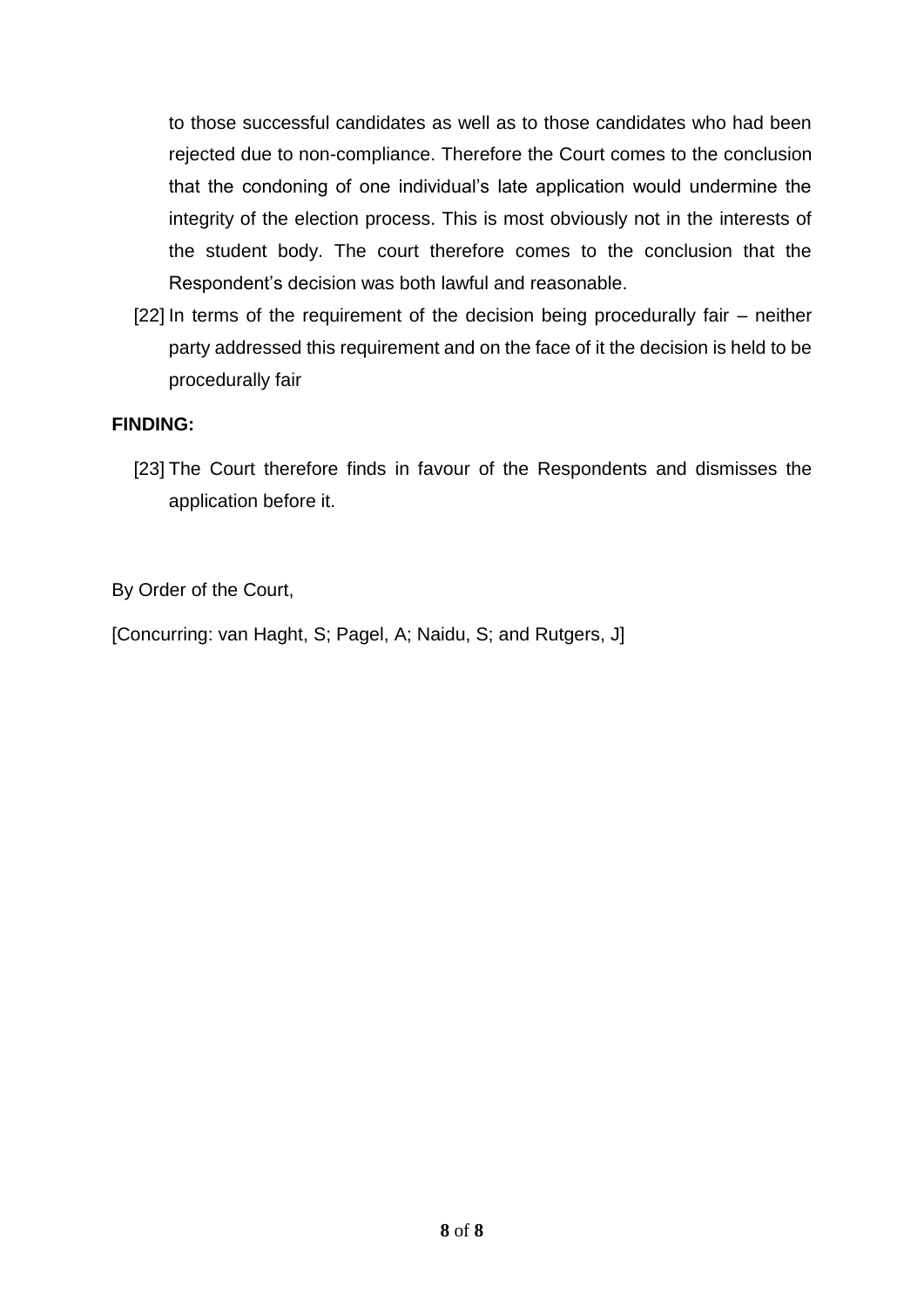to those successful candidates as well as to those candidates who had been rejected due to non-compliance. Therefore the Court comes to the conclusion that the condoning of one individual's late application would undermine the integrity of the election process. This is most obviously not in the interests of the student body. The court therefore comes to the conclusion that the Respondent's decision was both lawful and reasonable.

[22] In terms of the requirement of the decision being procedurally fair – neither party addressed this requirement and on the face of it the decision is held to be procedurally fair

**FINDING:**

[23] The Court therefore finds in favour of the Respondents and dismisses the application before it.

By Order of the Court,

[Concurring: van Haght, S; Pagel, A; Naidu, S; and Rutgers, J]